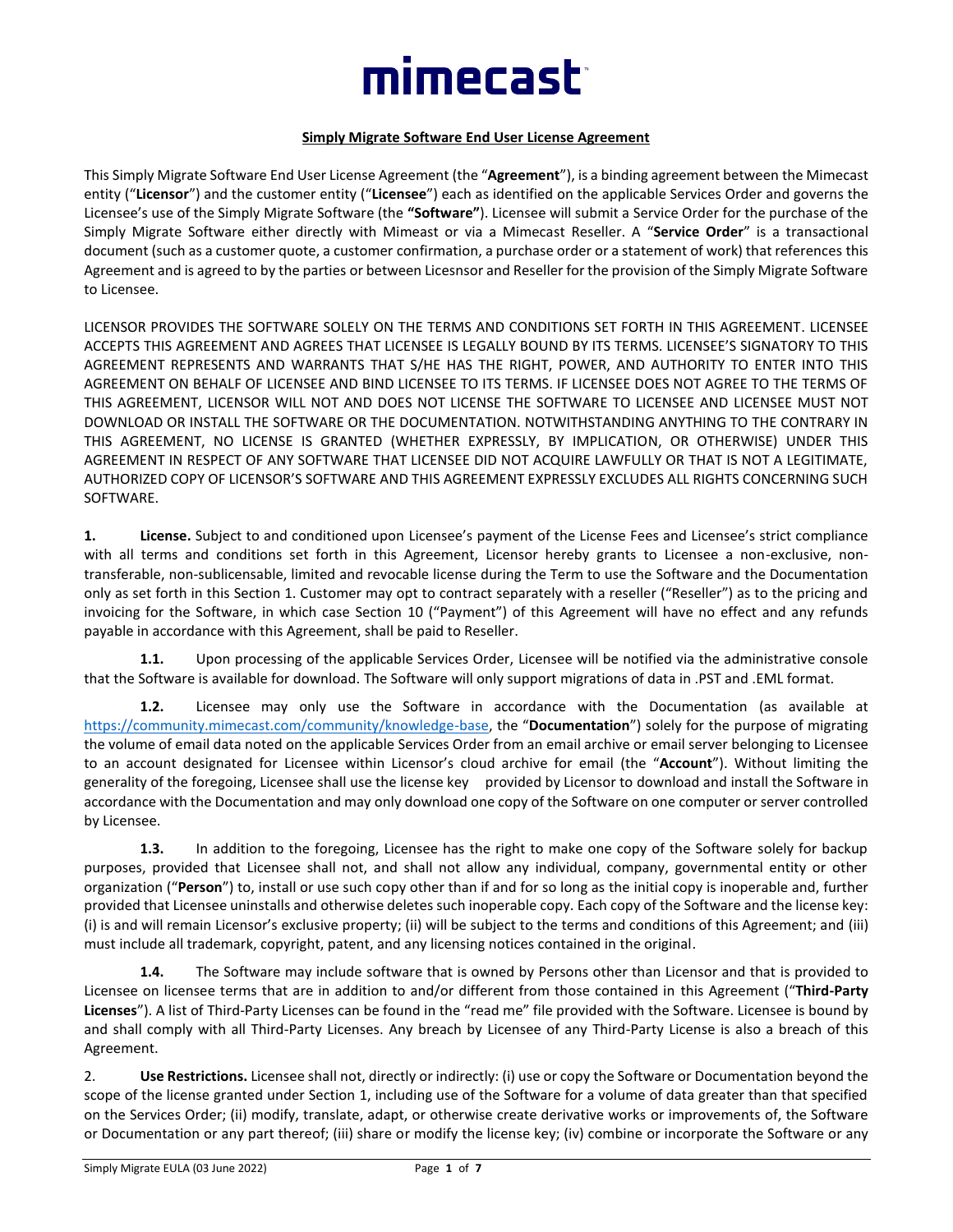mimecast

**Simply Migrate Software End User License Agreement**

This Simply Migrate Software End User License Agreement (the "**Agreement**"), is a binding agreement between the Mimecast entity ("**Licensor**") and the customer entity ("**Licensee**") each as identified on the applicable Services Order and governs the Licensee's use of the Simply Migrate Software (the **"Software"**). Licensee will submit a Service Order for the purchase of the Simply Migrate Software either directly with Mimeast or via a Mimecast Reseller. A "**Service Order**" is a transactional document (such as a customer quote, a customer confirmation, a purchase order or a statement of work) that references this Agreement and is agreed to by the parties or between Licesnsor and Reseller for the provision of the Simply Migrate Software to Licensee.

LICENSOR PROVIDES THE SOFTWARE SOLELY ON THE TERMS AND CONDITIONS SET FORTH IN THIS AGREEMENT. LICENSEE ACCEPTS THIS AGREEMENT AND AGREES THAT LICENSEE IS LEGALLY BOUND BY ITS TERMS. LICENSEE'S SIGNATORY TO THIS AGREEMENT REPRESENTS AND WARRANTS THAT S/HE HAS THE RIGHT, POWER, AND AUTHORITY TO ENTER INTO THIS AGREEMENT ON BEHALF OF LICENSEE AND BIND LICENSEE TO ITS TERMS. IF LICENSEE DOES NOT AGREE TO THE TERMS OF THIS AGREEMENT, LICENSOR WILL NOT AND DOES NOT LICENSE THE SOFTWARE TO LICENSEE AND LICENSEE MUST NOT DOWNLOAD OR INSTALL THE SOFTWARE OR THE DOCUMENTATION. NOTWITHSTANDING ANYTHING TO THE CONTRARY IN THIS AGREEMENT, NO LICENSE IS GRANTED (WHETHER EXPRESSLY, BY IMPLICATION, OR OTHERWISE) UNDER THIS AGREEMENT IN RESPECT OF ANY SOFTWARE THAT LICENSEE DID NOT ACQUIRE LAWFULLY OR THAT IS NOT A LEGITIMATE, AUTHORIZED COPY OF LICENSOR'S SOFTWARE AND THIS AGREEMENT EXPRESSLY EXCLUDES ALL RIGHTS CONCERNING SUCH SOFTWARE.

**1. License.** Subject to and conditioned upon Licensee's payment of the License Fees and Licensee's strict compliance with all terms and conditions set forth in this Agreement, Licensor hereby grants to Licensee a non-exclusive, non-transferable, non-sublicensable, limited and revocable license during the Term to use the Software and the Documentation only as set forth in this Section 1. Customer may opt to contract separately with a reseller ("Reseller") as to the pricing and invoicing for the Software, in which case Section 10 ("Payment") of this Agreement will have no effect and any refunds payable in accordance with this Agreement, shall be paid to Reseller.

**1.1.** Upon processing of the applicable Services Order, Licensee will be notified via the administrative console that the Software is available for download. The Software will only support migrations of data in .PST and .EML format.

**1.2.** Licensee may only use the Software in accordance with the Documentation (as available at https://community.mimecast.com/community/knowledge-base, the "**Documentation**") solely for the purpose of migrating the volume of email data noted on the applicable Services Order from an email archive or email server belonging to Licensee to an account designated for Licensee within Licensor's cloud archive for email (the "**Account**"). Without limiting the generality of the foregoing, Licensee shall use the license key provided by Licensor to download and install the Software in accordance with the Documentation and may only download one copy of the Software on one computer or server controlled by Licensee.

**1.3.** In addition to the foregoing, Licensee has the right to make one copy of the Software solely for backup purposes, provided that Licensee shall not, and shall not allow any individual, company, governmental entity or other organization ("**Person**") to, install or use such copy other than if and for so long as the initial copy is inoperable and, further provided that Licensee uninstalls and otherwise deletes such inoperable copy. Each copy of the Software and the license key: (i) is and will remain Licensor's exclusive property; (ii) will be subject to the terms and conditions of this Agreement; and (iii) must include all trademark, copyright, patent, and any licensing notices contained in the original.

**1.4.** The Software may include software that is owned by Persons other than Licensor and that is provided to Licensee on licensee terms that are in addition to and/or different from those contained in this Agreement ("**Third-Party Licenses**"). A list of Third-Party Licenses can be found in the "read me" file provided with the Software. Licensee is bound by and shall comply with all Third-Party Licenses. Any breach by Licensee of any Third-Party License is also a breach of this Agreement.

2. **Use Restrictions.** Licensee shall not, directly or indirectly: (i) use or copy the Software or Documentation beyond the scope of the license granted under Section 1, including use of the Software for a volume of data greater than that specified on the Services Order; (ii) modify, translate, adapt, or otherwise create derivative works or improvements of, the Software or Documentation or any part thereof; (iii) share or modify the license key; (iv) combine or incorporate the Software or any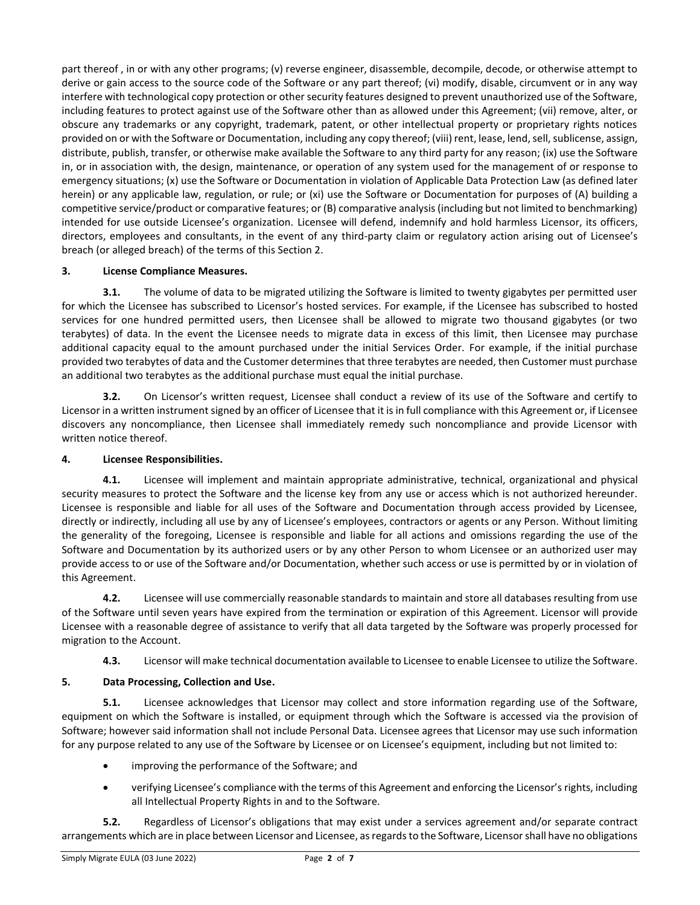part thereof , in or with any other programs; (v) reverse engineer, disassemble, decompile, decode, or otherwise attempt to derive or gain access to the source code of the Software or any part thereof; (vi) modify, disable, circumvent or in any way interfere with technological copy protection or other security features designed to prevent unauthorized use of the Software, including features to protect against use of the Software other than as allowed under this Agreement; (vii) remove, alter, or obscure any trademarks or any copyright, trademark, patent, or other intellectual property or proprietary rights notices provided on or with the Software or Documentation, including any copy thereof; (viii) rent, lease, lend, sell, sublicense, assign, distribute, publish, transfer, or otherwise make available the Software to any third party for any reason; (ix) use the Software in, or in association with, the design, maintenance, or operation of any system used for the management of or response to emergency situations; (x) use the Software or Documentation in violation of Applicable Data Protection Law (as defined later herein) or any applicable law, regulation, or rule; or (xi) use the Software or Documentation for purposes of (A) building a competitive service/product or comparative features; or (B) comparative analysis (including but not limited to benchmarking) intended for use outside Licensee's organization. Licensee will defend, indemnify and hold harmless Licensor, its officers, directors, employees and consultants, in the event of any third-party claim or regulatory action arising out of Licensee's breach (or alleged breach) of the terms of this Section 2.

**3. License Compliance Measures.**

**3.1.** The volume of data to be migrated utilizing the Software is limited to twenty gigabytes per permitted user for which the Licensee has subscribed to Licensor's hosted services. For example, if the Licensee has subscribed to hosted services for one hundred permitted users, then Licensee shall be allowed to migrate two thousand gigabytes (or two terabytes) of data. In the event the Licensee needs to migrate data in excess of this limit, then Licensee may purchase additional capacity equal to the amount purchased under the initial Services Order. For example, if the initial purchase provided two terabytes of data and the Customer determines that three terabytes are needed, then Customer must purchase an additional two terabytes as the additional purchase must equal the initial purchase.

**3.2.** On Licensor's written request, Licensee shall conduct a review of its use of the Software and certify to Licensor in a written instrument signed by an officer of Licensee that it is in full compliance with this Agreement or, if Licensee discovers any noncompliance, then Licensee shall immediately remedy such noncompliance and provide Licensor with written notice thereof.

**4. Licensee Responsibilities.**

**4.1.** Licensee will implement and maintain appropriate administrative, technical, organizational and physical security measures to protect the Software and the license key from any use or access which is not authorized hereunder. Licensee is responsible and liable for all uses of the Software and Documentation through access provided by Licensee, directly or indirectly, including all use by any of Licensee's employees, contractors or agents or any Person. Without limiting the generality of the foregoing, Licensee is responsible and liable for all actions and omissions regarding the use of the Software and Documentation by its authorized users or by any other Person to whom Licensee or an authorized user may provide access to or use of the Software and/or Documentation, whether such access or use is permitted by or in violation of this Agreement.

**4.2.** Licensee will use commercially reasonable standards to maintain and store all databases resulting from use of the Software until seven years have expired from the termination or expiration of this Agreement. Licensor will provide Licensee with a reasonable degree of assistance to verify that all data targeted by the Software was properly processed for migration to the Account.

**4.3.** Licensor will make technical documentation available to Licensee to enable Licensee to utilize the Software.

**5. Data Processing, Collection and Use.**

**5.1.** Licensee acknowledges that Licensor may collect and store information regarding use of the Software, equipment on which the Software is installed, or equipment through which the Software is accessed via the provision of Software; however said information shall not include Personal Data. Licensee agrees that Licensor may use such information for any purpose related to any use of the Software by Licensee or on Licensee's equipment, including but not limited to:

- improving the performance of the Software; and
- verifying Licensee's compliance with the terms of this Agreement and enforcing the Licensor's rights, including all Intellectual Property Rights in and to the Software.

**5.2.** Regardless of Licensor's obligations that may exist under a services agreement and/or separate contract arrangements which are in place between Licensor and Licensee, as regards to the Software, Licensor shall have no obligations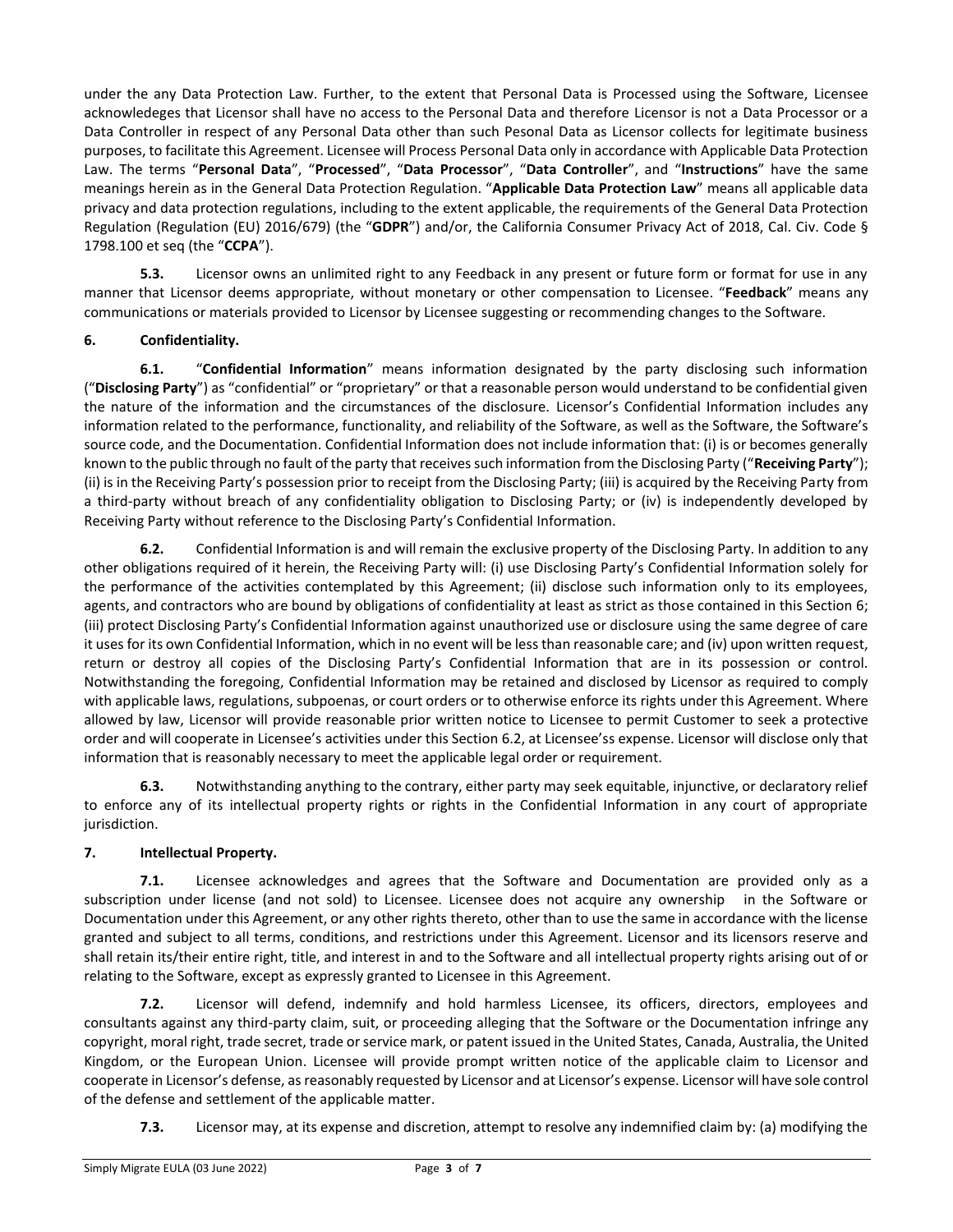under the any Data Protection Law. Further, to the extent that Personal Data is Processed using the Software, Licensee acknowledeges that Licensor shall have no access to the Personal Data and therefore Licensor is not a Data Processor or a Data Controller in respect of any Personal Data other than such Pesonal Data as Licensor collects for legitimate business purposes, to facilitate this Agreement. Licensee will Process Personal Data only in accordance with Applicable Data Protection Law. The terms "**Personal Data**", "**Processed**", "**Data Processor**", "**Data Controller**", and "**Instructions**" have the same meanings herein as in the General Data Protection Regulation. "**Applicable Data Protection Law**" means all applicable data privacy and data protection regulations, including to the extent applicable, the requirements of the General Data Protection Regulation (Regulation (EU) 2016/679) (the "**GDPR**") and/or, the California Consumer Privacy Act of 2018, Cal. Civ. Code § 1798.100 et seq (the "**CCPA**").

**5.3.** Licensor owns an unlimited right to any Feedback in any present or future form or format for use in any manner that Licensor deems appropriate, without monetary or other compensation to Licensee. "**Feedback**" means any communications or materials provided to Licensor by Licensee suggesting or recommending changes to the Software.

**6. Confidentiality.**

**6.1.** "**Confidential Information**" means information designated by the party disclosing such information ("**Disclosing Party**") as "confidential" or "proprietary" or that a reasonable person would understand to be confidential given the nature of the information and the circumstances of the disclosure. Licensor's Confidential Information includes any information related to the performance, functionality, and reliability of the Software, as well as the Software, the Software's source code, and the Documentation. Confidential Information does not include information that: (i) is or becomes generally known to the public through no fault of the party that receives such information from the Disclosing Party ("**Receiving Party**"); (ii) is in the Receiving Party's possession prior to receipt from the Disclosing Party; (iii) is acquired by the Receiving Party from a third-party without breach of any confidentiality obligation to Disclosing Party; or (iv) is independently developed by Receiving Party without reference to the Disclosing Party's Confidential Information.

**6.2.** Confidential Information is and will remain the exclusive property of the Disclosing Party. In addition to any other obligations required of it herein, the Receiving Party will: (i) use Disclosing Party's Confidential Information solely for the performance of the activities contemplated by this Agreement; (ii) disclose such information only to its employees, agents, and contractors who are bound by obligations of confidentiality at least as strict as those contained in this Section 6; (iii) protect Disclosing Party's Confidential Information against unauthorized use or disclosure using the same degree of care it uses for its own Confidential Information, which in no event will be less than reasonable care; and (iv) upon written request, return or destroy all copies of the Disclosing Party's Confidential Information that are in its possession or control. Notwithstanding the foregoing, Confidential Information may be retained and disclosed by Licensor as required to comply with applicable laws, regulations, subpoenas, or court orders or to otherwise enforce its rights under this Agreement. Where allowed by law, Licensor will provide reasonable prior written notice to Licensee to permit Customer to seek a protective order and will cooperate in Licensee's activities under this Section 6.2, at Licensee'ss expense. Licensor will disclose only that information that is reasonably necessary to meet the applicable legal order or requirement.

**6.3.** Notwithstanding anything to the contrary, either party may seek equitable, injunctive, or declaratory relief to enforce any of its intellectual property rights or rights in the Confidential Information in any court of appropriate jurisdiction.

**7. Intellectual Property.**

**7.1.** Licensee acknowledges and agrees that the Software and Documentation are provided only as a subscription under license (and not sold) to Licensee. Licensee does not acquire any ownership in the Software or Documentation under this Agreement, or any other rights thereto, other than to use the same in accordance with the license granted and subject to all terms, conditions, and restrictions under this Agreement. Licensor and its licensors reserve and shall retain its/their entire right, title, and interest in and to the Software and all intellectual property rights arising out of or relating to the Software, except as expressly granted to Licensee in this Agreement.

**7.2.** Licensor will defend, indemnify and hold harmless Licensee, its officers, directors, employees and consultants against any third-party claim, suit, or proceeding alleging that the Software or the Documentation infringe any copyright, moral right, trade secret, trade or service mark, or patent issued in the United States, Canada, Australia, the United Kingdom, or the European Union. Licensee will provide prompt written notice of the applicable claim to Licensor and cooperate in Licensor's defense, as reasonably requested by Licensor and at Licensor's expense. Licensor will have sole control of the defense and settlement of the applicable matter.

**7.3.** Licensor may, at its expense and discretion, attempt to resolve any indemnified claim by: (a) modifying the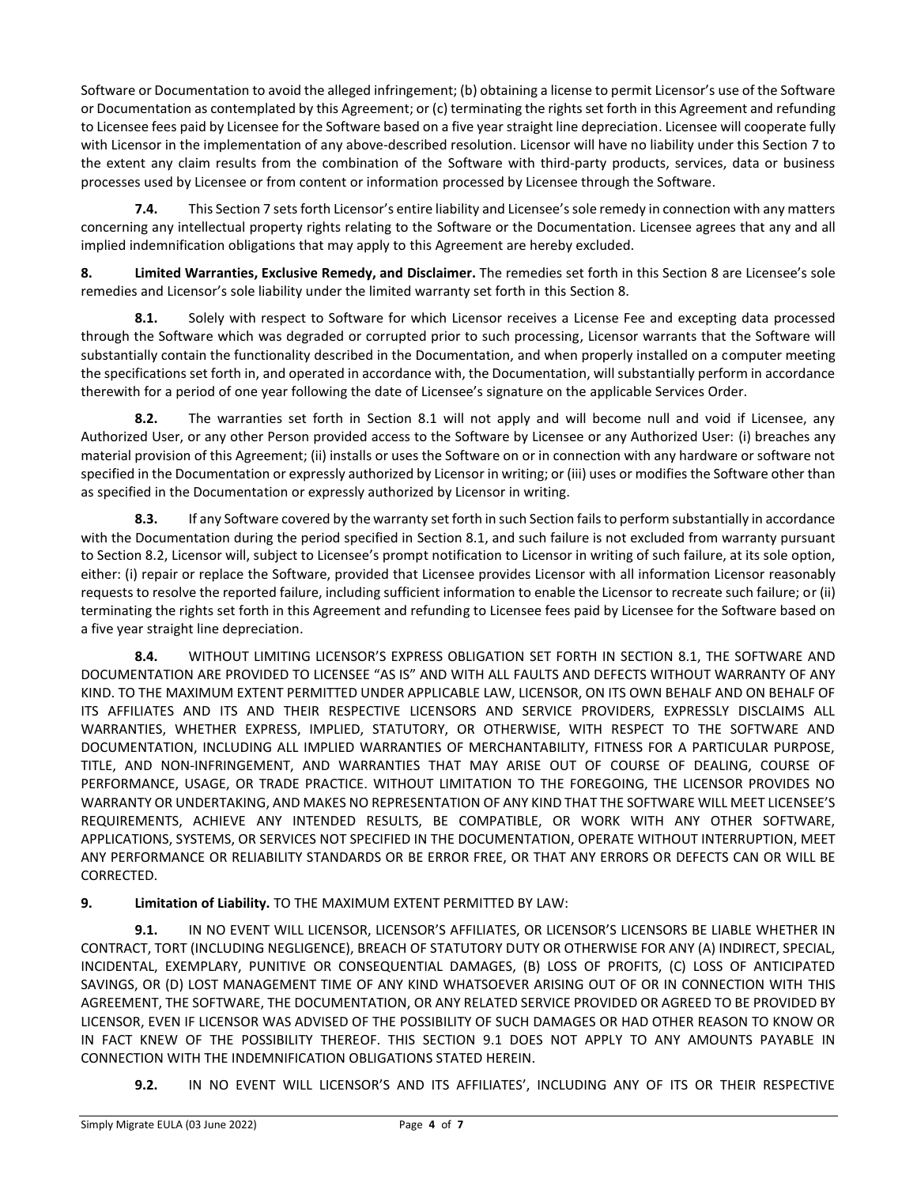Software or Documentation to avoid the alleged infringement; (b) obtaining a license to permit Licensor's use of the Software or Documentation as contemplated by this Agreement; or (c) terminating the rights set forth in this Agreement and refunding to Licensee fees paid by Licensee for the Software based on a five year straight line depreciation. Licensee will cooperate fully with Licensor in the implementation of any above-described resolution. Licensor will have no liability under this Section 7 to the extent any claim results from the combination of the Software with third-party products, services, data or business processes used by Licensee or from content or information processed by Licensee through the Software.

**7.4.** This Section 7 sets forth Licensor's entire liability and Licensee's sole remedy in connection with any matters concerning any intellectual property rights relating to the Software or the Documentation. Licensee agrees that any and all implied indemnification obligations that may apply to this Agreement are hereby excluded.

**8. Limited Warranties, Exclusive Remedy, and Disclaimer.** The remedies set forth in this Section 8 are Licensee's sole remedies and Licensor's sole liability under the limited warranty set forth in this Section 8.

**8.1.** Solely with respect to Software for which Licensor receives a License Fee and excepting data processed through the Software which was degraded or corrupted prior to such processing, Licensor warrants that the Software will substantially contain the functionality described in the Documentation, and when properly installed on a computer meeting the specifications set forth in, and operated in accordance with, the Documentation, will substantially perform in accordance therewith for a period of one year following the date of Licensee's signature on the applicable Services Order.

**8.2.** The warranties set forth in Section 8.1 will not apply and will become null and void if Licensee, any Authorized User, or any other Person provided access to the Software by Licensee or any Authorized User: (i) breaches any material provision of this Agreement; (ii) installs or uses the Software on or in connection with any hardware or software not specified in the Documentation or expressly authorized by Licensor in writing; or (iii) uses or modifies the Software other than as specified in the Documentation or expressly authorized by Licensor in writing.

**8.3.** If any Software covered by the warranty set forth in such Section fails to perform substantially in accordance with the Documentation during the period specified in Section 8.1, and such failure is not excluded from warranty pursuant to Section 8.2, Licensor will, subject to Licensee's prompt notification to Licensor in writing of such failure, at its sole option, either: (i) repair or replace the Software, provided that Licensee provides Licensor with all information Licensor reasonably requests to resolve the reported failure, including sufficient information to enable the Licensor to recreate such failure; or (ii) terminating the rights set forth in this Agreement and refunding to Licensee fees paid by Licensee for the Software based on a five year straight line depreciation.

**8.4.** WITHOUT LIMITING LICENSOR'S EXPRESS OBLIGATION SET FORTH IN SECTION 8.1, THE SOFTWARE AND DOCUMENTATION ARE PROVIDED TO LICENSEE "AS IS" AND WITH ALL FAULTS AND DEFECTS WITHOUT WARRANTY OF ANY KIND. TO THE MAXIMUM EXTENT PERMITTED UNDER APPLICABLE LAW, LICENSOR, ON ITS OWN BEHALF AND ON BEHALF OF ITS AFFILIATES AND ITS AND THEIR RESPECTIVE LICENSORS AND SERVICE PROVIDERS, EXPRESSLY DISCLAIMS ALL WARRANTIES, WHETHER EXPRESS, IMPLIED, STATUTORY, OR OTHERWISE, WITH RESPECT TO THE SOFTWARE AND DOCUMENTATION, INCLUDING ALL IMPLIED WARRANTIES OF MERCHANTABILITY, FITNESS FOR A PARTICULAR PURPOSE, TITLE, AND NON-INFRINGEMENT, AND WARRANTIES THAT MAY ARISE OUT OF COURSE OF DEALING, COURSE OF PERFORMANCE, USAGE, OR TRADE PRACTICE. WITHOUT LIMITATION TO THE FOREGOING, THE LICENSOR PROVIDES NO WARRANTY OR UNDERTAKING, AND MAKES NO REPRESENTATION OF ANY KIND THAT THE SOFTWARE WILL MEET LICENSEE'S REQUIREMENTS, ACHIEVE ANY INTENDED RESULTS, BE COMPATIBLE, OR WORK WITH ANY OTHER SOFTWARE, APPLICATIONS, SYSTEMS, OR SERVICES NOT SPECIFIED IN THE DOCUMENTATION, OPERATE WITHOUT INTERRUPTION, MEET ANY PERFORMANCE OR RELIABILITY STANDARDS OR BE ERROR FREE, OR THAT ANY ERRORS OR DEFECTS CAN OR WILL BE CORRECTED.

**9. Limitation of Liability.** TO THE MAXIMUM EXTENT PERMITTED BY LAW:

**9.1.** IN NO EVENT WILL LICENSOR, LICENSOR'S AFFILIATES, OR LICENSOR'S LICENSORS BE LIABLE WHETHER IN CONTRACT, TORT (INCLUDING NEGLIGENCE), BREACH OF STATUTORY DUTY OR OTHERWISE FOR ANY (A) INDIRECT, SPECIAL, INCIDENTAL, EXEMPLARY, PUNITIVE OR CONSEQUENTIAL DAMAGES, (B) LOSS OF PROFITS, (C) LOSS OF ANTICIPATED SAVINGS, OR (D) LOST MANAGEMENT TIME OF ANY KIND WHATSOEVER ARISING OUT OF OR IN CONNECTION WITH THIS AGREEMENT, THE SOFTWARE, THE DOCUMENTATION, OR ANY RELATED SERVICE PROVIDED OR AGREED TO BE PROVIDED BY LICENSOR, EVEN IF LICENSOR WAS ADVISED OF THE POSSIBILITY OF SUCH DAMAGES OR HAD OTHER REASON TO KNOW OR IN FACT KNEW OF THE POSSIBILITY THEREOF. THIS SECTION 9.1 DOES NOT APPLY TO ANY AMOUNTS PAYABLE IN CONNECTION WITH THE INDEMNIFICATION OBLIGATIONS STATED HEREIN.

**9.2.** IN NO EVENT WILL LICENSOR'S AND ITS AFFILIATES', INCLUDING ANY OF ITS OR THEIR RESPECTIVE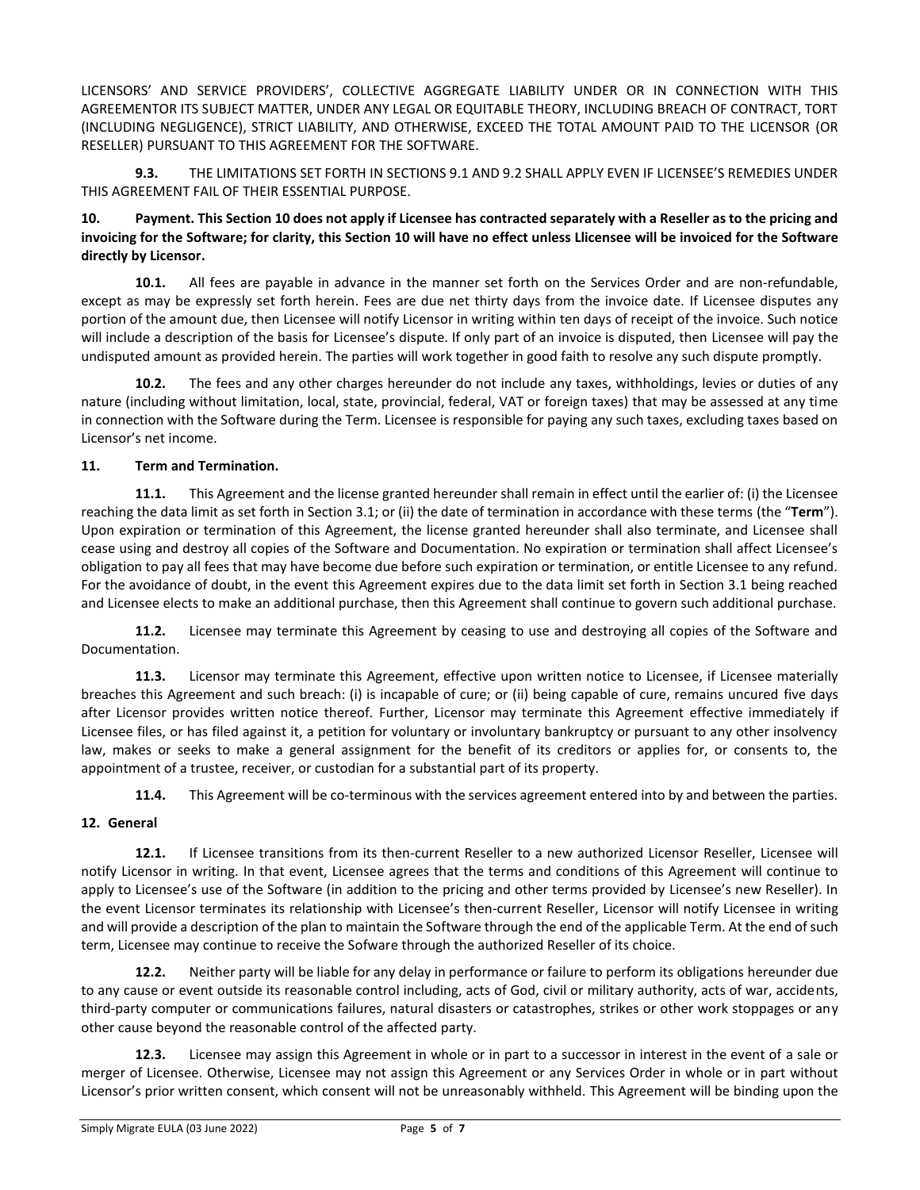LICENSORS' AND SERVICE PROVIDERS', COLLECTIVE AGGREGATE LIABILITY UNDER OR IN CONNECTION WITH THIS AGREEMENTOR ITS SUBJECT MATTER, UNDER ANY LEGAL OR EQUITABLE THEORY, INCLUDING BREACH OF CONTRACT, TORT (INCLUDING NEGLIGENCE), STRICT LIABILITY, AND OTHERWISE, EXCEED THE TOTAL AMOUNT PAID TO THE LICENSOR (OR RESELLER) PURSUANT TO THIS AGREEMENT FOR THE SOFTWARE.

**9.3.** THE LIMITATIONS SET FORTH IN SECTIONS 9.1 AND 9.2 SHALL APPLY EVEN IF LICENSEE'S REMEDIES UNDER THIS AGREEMENT FAIL OF THEIR ESSENTIAL PURPOSE.

**10. Payment. This Section 10 does not apply if Licensee has contracted separately with a Reseller as to the pricing and invoicing for the Software; for clarity, this Section 10 will have no effect unless Llicensee will be invoiced for the Software directly by Licensor.**

**10.1.** All fees are payable in advance in the manner set forth on the Services Order and are non-refundable, except as may be expressly set forth herein. Fees are due net thirty days from the invoice date. If Licensee disputes any portion of the amount due, then Licensee will notify Licensor in writing within ten days of receipt of the invoice. Such notice will include a description of the basis for Licensee's dispute. If only part of an invoice is disputed, then Licensee will pay the undisputed amount as provided herein. The parties will work together in good faith to resolve any such dispute promptly.

**10.2.** The fees and any other charges hereunder do not include any taxes, withholdings, levies or duties of any nature (including without limitation, local, state, provincial, federal, VAT or foreign taxes) that may be assessed at any time in connection with the Software during the Term. Licensee is responsible for paying any such taxes, excluding taxes based on Licensor's net income.

**11. Term and Termination.**

**11.1.** This Agreement and the license granted hereunder shall remain in effect until the earlier of: (i) the Licensee reaching the data limit as set forth in Section 3.1; or (ii) the date of termination in accordance with these terms (the "**Term**"). Upon expiration or termination of this Agreement, the license granted hereunder shall also terminate, and Licensee shall cease using and destroy all copies of the Software and Documentation. No expiration or termination shall affect Licensee's obligation to pay all fees that may have become due before such expiration or termination, or entitle Licensee to any refund. For the avoidance of doubt, in the event this Agreement expires due to the data limit set forth in Section 3.1 being reached and Licensee elects to make an additional purchase, then this Agreement shall continue to govern such additional purchase.

**11.2.** Licensee may terminate this Agreement by ceasing to use and destroying all copies of the Software and Documentation.

**11.3.** Licensor may terminate this Agreement, effective upon written notice to Licensee, if Licensee materially breaches this Agreement and such breach: (i) is incapable of cure; or (ii) being capable of cure, remains uncured five days after Licensor provides written notice thereof. Further, Licensor may terminate this Agreement effective immediately if Licensee files, or has filed against it, a petition for voluntary or involuntary bankruptcy or pursuant to any other insolvency law, makes or seeks to make a general assignment for the benefit of its creditors or applies for, or consents to, the appointment of a trustee, receiver, or custodian for a substantial part of its property.

**11.4.** This Agreement will be co-terminous with the services agreement entered into by and between the parties.

**12. General**

**12.1.** If Licensee transitions from its then-current Reseller to a new authorized Licensor Reseller, Licensee will notify Licensor in writing. In that event, Licensee agrees that the terms and conditions of this Agreement will continue to apply to Licensee's use of the Software (in addition to the pricing and other terms provided by Licensee's new Reseller). In the event Licensor terminates its relationship with Licensee's then-current Reseller, Licensor will notify Licensee in writing and will provide a description of the plan to maintain the Software through the end of the applicable Term. At the end of such term, Licensee may continue to receive the Sofware through the authorized Reseller of its choice.

**12.2.** Neither party will be liable for any delay in performance or failure to perform its obligations hereunder due to any cause or event outside its reasonable control including, acts of God, civil or military authority, acts of war, accidents, third-party computer or communications failures, natural disasters or catastrophes, strikes or other work stoppages or any other cause beyond the reasonable control of the affected party.

**12.3.** Licensee may assign this Agreement in whole or in part to a successor in interest in the event of a sale or merger of Licensee. Otherwise, Licensee may not assign this Agreement or any Services Order in whole or in part without Licensor's prior written consent, which consent will not be unreasonably withheld. This Agreement will be binding upon the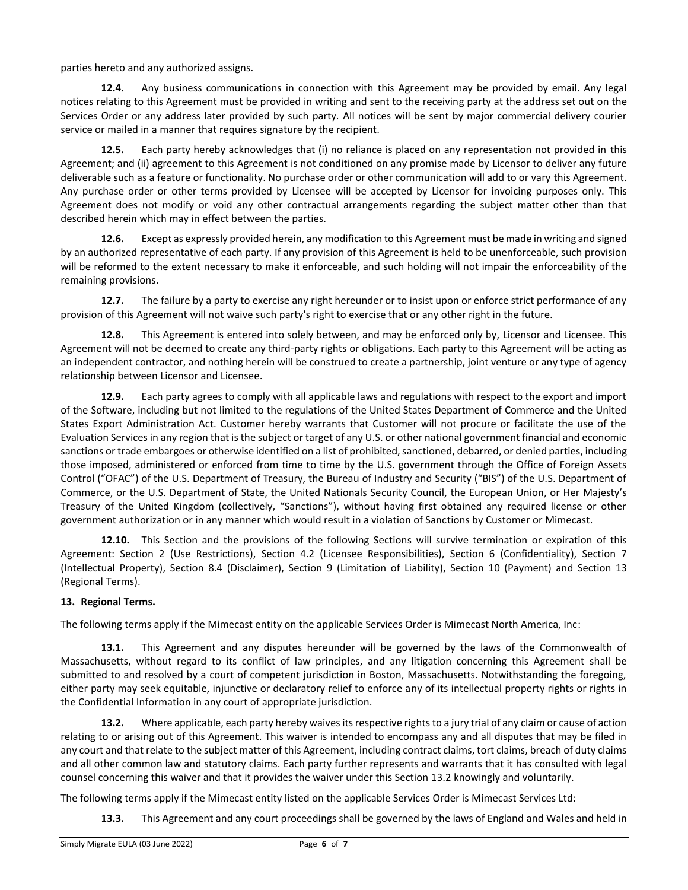parties hereto and any authorized assigns.

**12.4.** Any business communications in connection with this Agreement may be provided by email. Any legal notices relating to this Agreement must be provided in writing and sent to the receiving party at the address set out on the Services Order or any address later provided by such party. All notices will be sent by major commercial delivery courier service or mailed in a manner that requires signature by the recipient.

**12.5.** Each party hereby acknowledges that (i) no reliance is placed on any representation not provided in this Agreement; and (ii) agreement to this Agreement is not conditioned on any promise made by Licensor to deliver any future deliverable such as a feature or functionality. No purchase order or other communication will add to or vary this Agreement. Any purchase order or other terms provided by Licensee will be accepted by Licensor for invoicing purposes only. This Agreement does not modify or void any other contractual arrangements regarding the subject matter other than that described herein which may in effect between the parties.

**12.6.** Except as expressly provided herein, any modification to this Agreement must be made in writing and signed by an authorized representative of each party. If any provision of this Agreement is held to be unenforceable, such provision will be reformed to the extent necessary to make it enforceable, and such holding will not impair the enforceability of the remaining provisions.

**12.7.** The failure by a party to exercise any right hereunder or to insist upon or enforce strict performance of any provision of this Agreement will not waive such party's right to exercise that or any other right in the future.

**12.8.** This Agreement is entered into solely between, and may be enforced only by, Licensor and Licensee. This Agreement will not be deemed to create any third-party rights or obligations. Each party to this Agreement will be acting as an independent contractor, and nothing herein will be construed to create a partnership, joint venture or any type of agency relationship between Licensor and Licensee.

**12.9.** Each party agrees to comply with all applicable laws and regulations with respect to the export and import of the Software, including but not limited to the regulations of the United States Department of Commerce and the United States Export Administration Act. Customer hereby warrants that Customer will not procure or facilitate the use of the Evaluation Services in any region that is the subject or target of any U.S. or other national government financial and economic sanctions or trade embargoes or otherwise identified on a list of prohibited, sanctioned, debarred, or denied parties, including those imposed, administered or enforced from time to time by the U.S. government through the Office of Foreign Assets Control ("OFAC") of the U.S. Department of Treasury, the Bureau of Industry and Security ("BIS") of the U.S. Department of Commerce, or the U.S. Department of State, the United Nationals Security Council, the European Union, or Her Majesty's Treasury of the United Kingdom (collectively, "Sanctions"), without having first obtained any required license or other government authorization or in any manner which would result in a violation of Sanctions by Customer or Mimecast.

**12.10.** This Section and the provisions of the following Sections will survive termination or expiration of this Agreement: Section 2 (Use Restrictions), Section 4.2 (Licensee Responsibilities), Section 6 (Confidentiality), Section 7 (Intellectual Property), Section 8.4 (Disclaimer), Section 9 (Limitation of Liability), Section 10 (Payment) and Section 13 (Regional Terms).

## 13. Regional Terms.

<u>The following terms apply if the Mimecast entity on the applicable Services Order is Mimecast North America, Inc:</u>

**13.1.** This Agreement and any disputes hereunder will be governed by the laws of the Commonwealth of Massachusetts, without regard to its conflict of law principles, and any litigation concerning this Agreement shall be submitted to and resolved by a court of competent jurisdiction in Boston, Massachusetts. Notwithstanding the foregoing, either party may seek equitable, injunctive or declaratory relief to enforce any of its intellectual property rights or rights in the Confidential Information in any court of appropriate jurisdiction.

**13.2.** Where applicable, each party hereby waives its respective rights to a jury trial of any claim or cause of action relating to or arising out of this Agreement. This waiver is intended to encompass any and all disputes that may be filed in any court and that relate to the subject matter of this Agreement, including contract claims, tort claims, breach of duty claims and all other common law and statutory claims. Each party further represents and warrants that it has consulted with legal counsel concerning this waiver and that it provides the waiver under this Section 13.2 knowingly and voluntarily.

<u>The following terms apply if the Mimecast entity listed on the applicable Services Order is Mimecast Services Ltd:</u>

**13.3.** This Agreement and any court proceedings shall be governed by the laws of England and Wales and held in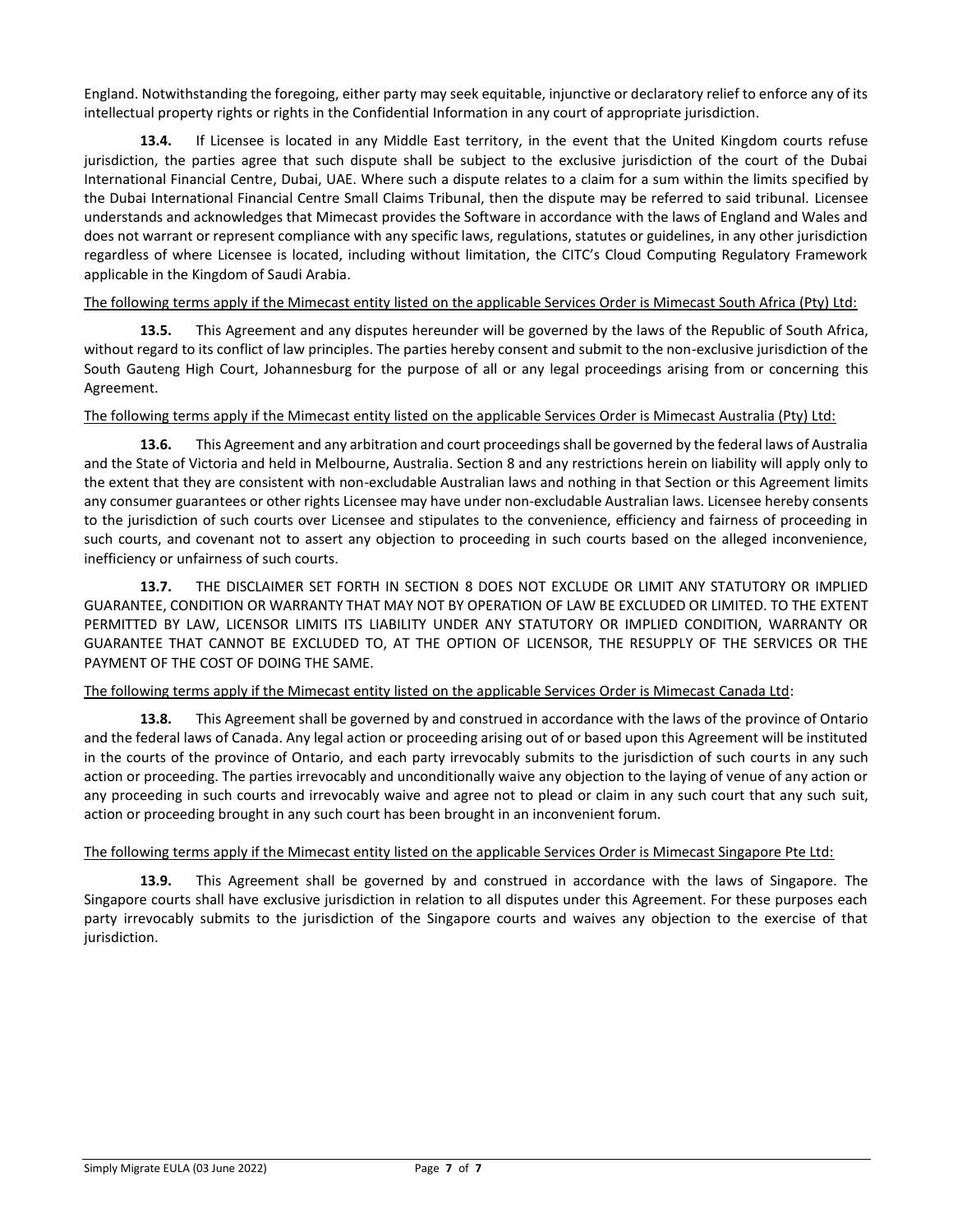England. Notwithstanding the foregoing, either party may seek equitable, injunctive or declaratory relief to enforce any of its intellectual property rights or rights in the Confidential Information in any court of appropriate jurisdiction.

**13.4.** If Licensee is located in any Middle East territory, in the event that the United Kingdom courts refuse jurisdiction, the parties agree that such dispute shall be subject to the exclusive jurisdiction of the court of the Dubai International Financial Centre, Dubai, UAE. Where such a dispute relates to a claim for a sum within the limits specified by the Dubai International Financial Centre Small Claims Tribunal, then the dispute may be referred to said tribunal. Licensee understands and acknowledges that Mimecast provides the Software in accordance with the laws of England and Wales and does not warrant or represent compliance with any specific laws, regulations, statutes or guidelines, in any other jurisdiction regardless of where Licensee is located, including without limitation, the CITC's Cloud Computing Regulatory Framework applicable in the Kingdom of Saudi Arabia.

The following terms apply if the Mimecast entity listed on the applicable Services Order is Mimecast South Africa (Pty) Ltd:

**13.5.** This Agreement and any disputes hereunder will be governed by the laws of the Republic of South Africa, without regard to its conflict of law principles. The parties hereby consent and submit to the non-exclusive jurisdiction of the South Gauteng High Court, Johannesburg for the purpose of all or any legal proceedings arising from or concerning this Agreement.

The following terms apply if the Mimecast entity listed on the applicable Services Order is Mimecast Australia (Pty) Ltd:

**13.6.** This Agreement and any arbitration and court proceedings shall be governed by the federal laws of Australia and the State of Victoria and held in Melbourne, Australia. Section 8 and any restrictions herein on liability will apply only to the extent that they are consistent with non-excludable Australian laws and nothing in that Section or this Agreement limits any consumer guarantees or other rights Licensee may have under non-excludable Australian laws. Licensee hereby consents to the jurisdiction of such courts over Licensee and stipulates to the convenience, efficiency and fairness of proceeding in such courts, and covenant not to assert any objection to proceeding in such courts based on the alleged inconvenience, inefficiency or unfairness of such courts.

**13.7.** THE DISCLAIMER SET FORTH IN SECTION 8 DOES NOT EXCLUDE OR LIMIT ANY STATUTORY OR IMPLIED GUARANTEE, CONDITION OR WARRANTY THAT MAY NOT BY OPERATION OF LAW BE EXCLUDED OR LIMITED. TO THE EXTENT PERMITTED BY LAW, LICENSOR LIMITS ITS LIABILITY UNDER ANY STATUTORY OR IMPLIED CONDITION, WARRANTY OR GUARANTEE THAT CANNOT BE EXCLUDED TO, AT THE OPTION OF LICENSOR, THE RESUPPLY OF THE SERVICES OR THE PAYMENT OF THE COST OF DOING THE SAME.

The following terms apply if the Mimecast entity listed on the applicable Services Order is Mimecast Canada Ltd:

**13.8.** This Agreement shall be governed by and construed in accordance with the laws of the province of Ontario and the federal laws of Canada. Any legal action or proceeding arising out of or based upon this Agreement will be instituted in the courts of the province of Ontario, and each party irrevocably submits to the jurisdiction of such courts in any such action or proceeding. The parties irrevocably and unconditionally waive any objection to the laying of venue of any action or any proceeding in such courts and irrevocably waive and agree not to plead or claim in any such court that any such suit, action or proceeding brought in any such court has been brought in an inconvenient forum.

The following terms apply if the Mimecast entity listed on the applicable Services Order is Mimecast Singapore Pte Ltd:

**13.9.** This Agreement shall be governed by and construed in accordance with the laws of Singapore. The Singapore courts shall have exclusive jurisdiction in relation to all disputes under this Agreement. For these purposes each party irrevocably submits to the jurisdiction of the Singapore courts and waives any objection to the exercise of that jurisdiction.